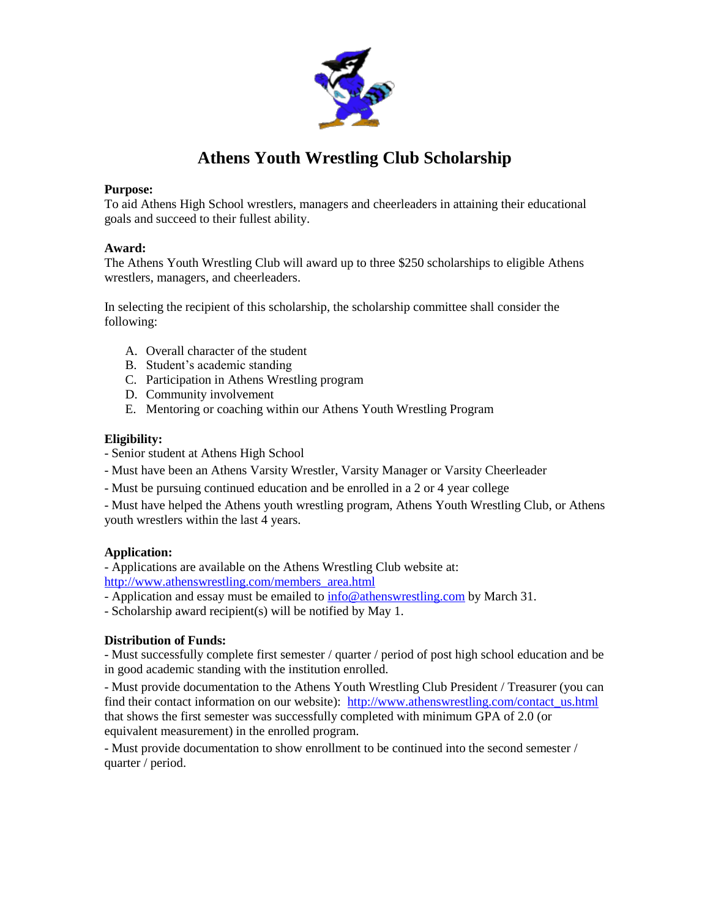# Athens Youth Wrestling Club Scholarship

**Purpose:**
To aid Athens High School wrestlers, managers and cheerleaders in attaining their educational goals and succeed to their fullest ability.

**Award:**
The Athens Youth Wrestling Club will award up to three $250 scholarships to eligible Athens wrestlers, managers, and cheerleaders.

In selecting the recipient of this scholarship, the scholarship committee shall consider the following:

A. Overall character of the student
B. Student's academic standing
C. Participation in Athens Wrestling program
D. Community involvement
E. Mentoring or coaching within our Athens Youth Wrestling Program

**Eligibility:**
- Senior student at Athens High School
- Must have been an Athens Varsity Wrestler, Varsity Manager or Varsity Cheerleader
- Must be pursuing continued education and be enrolled in a 2 or 4 year college
- Must have helped the Athens youth wrestling program, Athens Youth Wrestling Club, or Athens youth wrestlers within the last 4 years.

**Application:**
- Applications are available on the Athens Wrestling Club website at: http://www.athenswrestling.com/members_area.html
- Application and essay must be emailed to info@athenswrestling.com by March 31.
- Scholarship award recipient(s) will be notified by May 1.

**Distribution of Funds:**
- Must successfully complete first semester / quarter / period of post high school education and be in good academic standing with the institution enrolled.
- Must provide documentation to the Athens Youth Wrestling Club President / Treasurer (you can find their contact information on our website): http://www.athenswrestling.com/contact_us.html that shows the first semester was successfully completed with minimum GPA of 2.0 (or equivalent measurement) in the enrolled program.
- Must provide documentation to show enrollment to be continued into the second semester / quarter / period.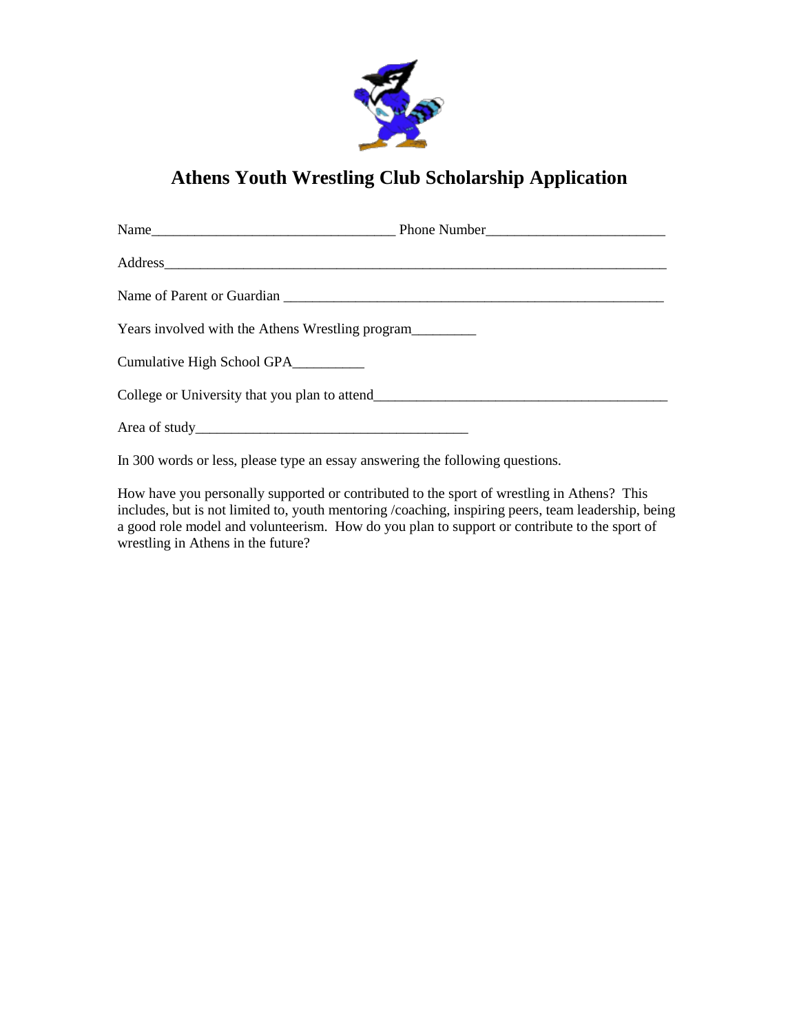# Athens Youth Wrestling Club Scholarship Application

Name_________________________________ Phone Number________________________

Address______________________________________________________________________

Name of Parent or Guardian ___________________________________________________

Years involved with the Athens Wrestling program_________

Cumulative High School GPA__________

College or University that you plan to attend_________________________________________

Area of study_____________________________________

In 300 words or less, please type an essay answering the following questions.

How have you personally supported or contributed to the sport of wrestling in Athens? This includes, but is not limited to, youth mentoring /coaching, inspiring peers, team leadership, being a good role model and volunteerism. How do you plan to support or contribute to the sport of wrestling in Athens in the future?